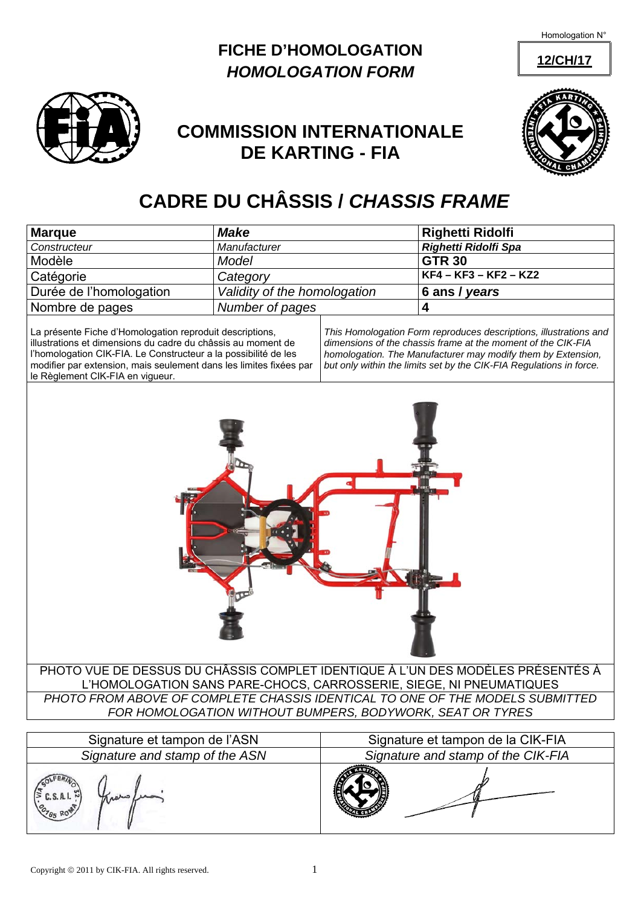Homologation N°

**12/CH/17**

# FICHE D'HOMOLOGATION
## *HOMOLOGATION FORM*

## COMMISSION INTERNATIONALE DE KARTING - FIA

# CADRE DU CHÂSSIS / *CHASSIS FRAME*

| Marque | *Make* | Righetti Ridolfi |
|---|---|---|
| *Constructeur* | *Manufacturer* | ***Righetti Ridolfi Spa*** |
| Modèle | *Model* | **GTR 30** |
| Catégorie | *Category* | **KF4 – KF3 – KF2 – KZ2** |
| Durée de l'homologation | *Validity of the homologation* | **6 ans / *years*** |
| Nombre de pages | *Number of pages* | **4** |

La présente Fiche d'Homologation reproduit descriptions, illustrations et dimensions du cadre du châssis au moment de l'homologation CIK-FIA. Le Constructeur a la possibilité de les modifier par extension, mais seulement dans les limites fixées par le Règlement CIK-FIA en vigueur.

*This Homologation Form reproduces descriptions, illustrations and dimensions of the chassis frame at the moment of the CIK-FIA homologation. The Manufacturer may modify them by Extension, but only within the limits set by the CIK-FIA Regulations in force.*

PHOTO VUE DE DESSUS DU CHÂSSIS COMPLET IDENTIQUE À L'UN DES MODÈLES PRÉSENTÉS À L'HOMOLOGATION SANS PARE-CHOCS, CARROSSERIE, SIEGE, NI PNEUMATIQUES

*PHOTO FROM ABOVE OF COMPLETE CHASSIS IDENTICAL TO ONE OF THE MODELS SUBMITTED FOR HOMOLOGATION WITHOUT BUMPERS, BODYWORK, SEAT OR TYRES*

| Signature et tampon de l'ASN | Signature et tampon de la CIK-FIA |
|---|---|
| *Signature and stamp of the ASN* | *Signature and stamp of the CIK-FIA* |
| VIA SOLFERINO 32 C.S.A.I. 00185 ROMA | |

Copyright © 2011 by CIK-FIA. All rights reserved.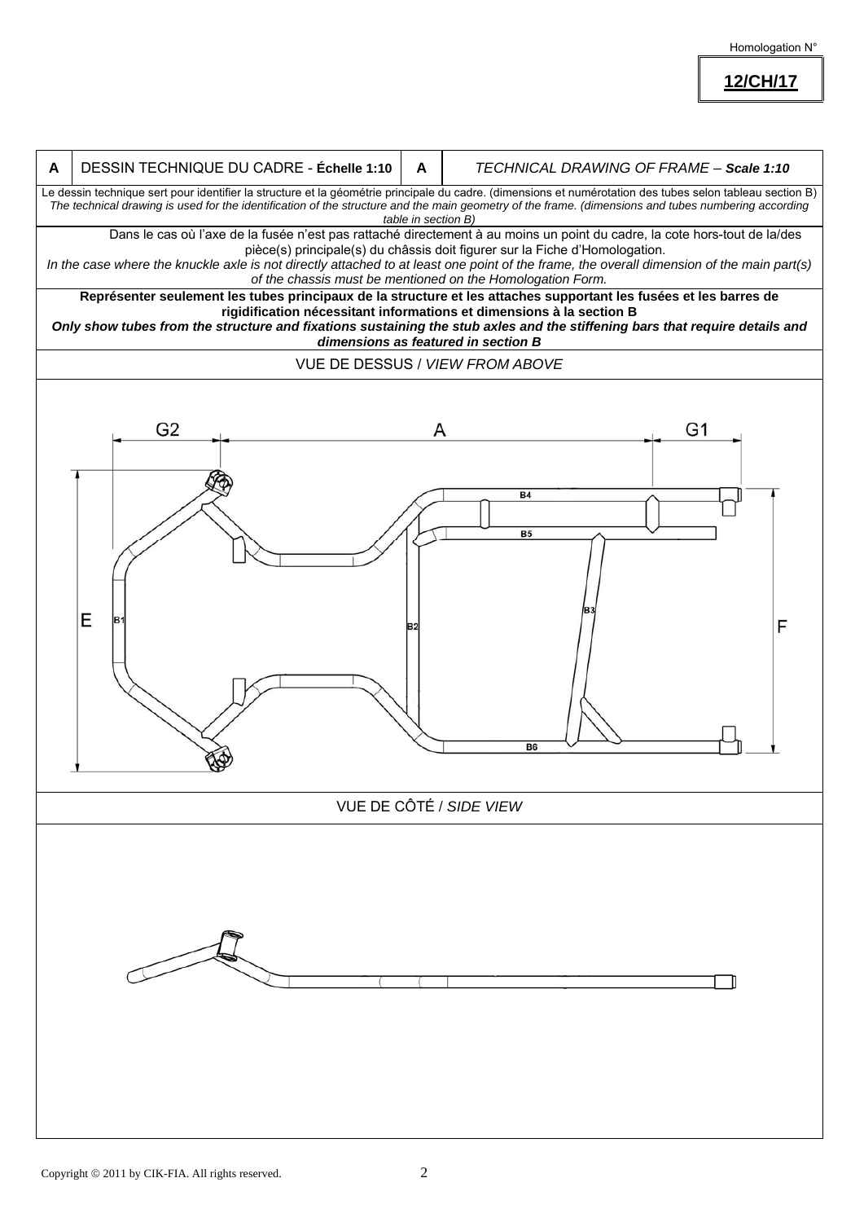Homologation N°

**12/CH/17**

| A | DESSIN TECHNIQUE DU CADRE - **Échelle 1:10** | A | *TECHNICAL DRAWING OF FRAME – **Scale 1:10*** |
|---|---|---|---|

Le dessin technique sert pour identifier la structure et la géométrie principale du cadre. (dimensions et numérotation des tubes selon tableau section B)
*The technical drawing is used for the identification of the structure and the main geometry of the frame. (dimensions and tubes numbering according table in section B)*

Dans le cas où l'axe de la fusée n'est pas rattaché directement à au moins un point du cadre, la cote hors-tout de la/des pièce(s) principale(s) du châssis doit figurer sur la Fiche d'Homologation.
*In the case where the knuckle axle is not directly attached to at least one point of the frame, the overall dimension of the main part(s) of the chassis must be mentioned on the Homologation Form.*

**Représenter seulement les tubes principaux de la structure et les attaches supportant les fusées et les barres de rigidification nécessitant informations et dimensions à la section B**
***Only show tubes from the structure and fixations sustaining the stub axles and the stiffening bars that require details and dimensions as featured in section B***

VUE DE DESSUS / *VIEW FROM ABOVE*

G2 A G1

E B1 B2 B3 B4 B5 B6 F

VUE DE CÔTÉ / *SIDE VIEW*

Copyright © 2011 by CIK-FIA. All rights reserved.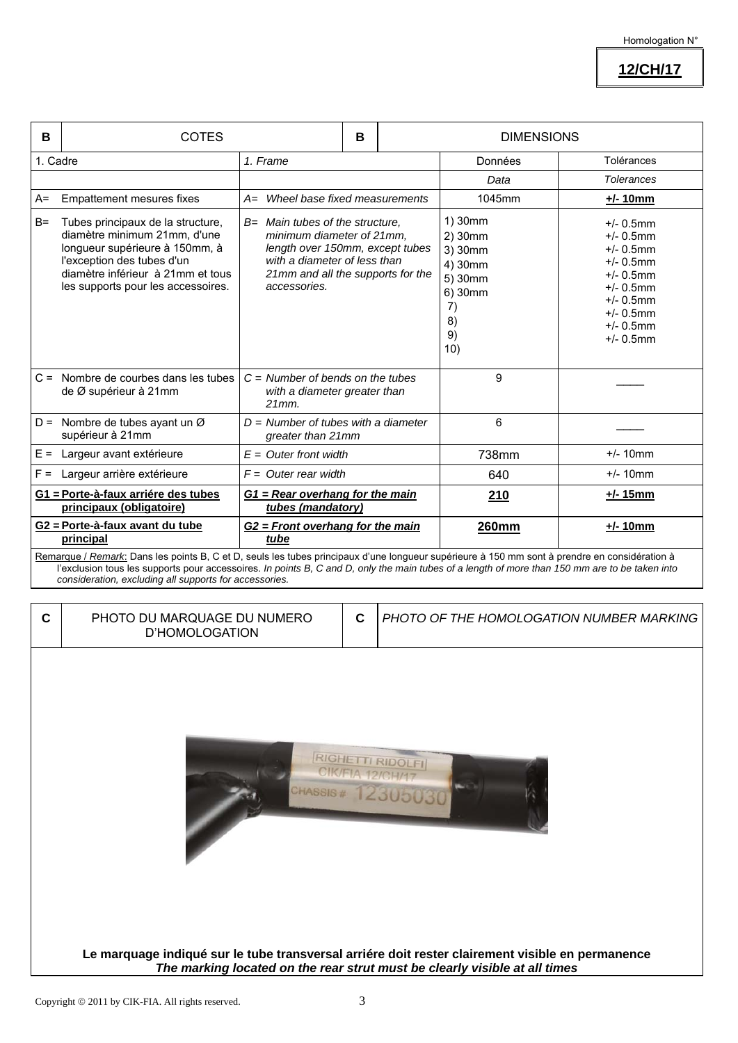Homologation N°

**12/CH/17**

| B | COTES | B | DIMENSIONS | |
|---|---|---|---|---|
| 1. Cadre | | *1. Frame* | Données | Tolérances |
| | | | *Data* | *Tolerances* |
| A= | Empattement mesures fixes | *A= Wheel base fixed measurements* | 1045mm | **+/- 10mm** |
| B= | Tubes principaux de la structure, diamètre minimum 21mm, d'une longueur supérieure à 150mm, à l'exception des tubes d'un diamètre inférieur à 21mm et tous les supports pour les accessoires. | *B= Main tubes of the structure, minimum diameter of 21mm, length over 150mm, except tubes with a diameter of less than 21mm and all the supports for the accessories.* | 1) 30mm<br>2) 30mm<br>3) 30mm<br>4) 30mm<br>5) 30mm<br>6) 30mm<br>7)<br>8)<br>9)<br>10) | +/- 0.5mm<br>+/- 0.5mm<br>+/- 0.5mm<br>+/- 0.5mm<br>+/- 0.5mm<br>+/- 0.5mm<br>+/- 0.5mm<br>+/- 0.5mm<br>+/- 0.5mm<br>+/- 0.5mm |
| C = | Nombre de courbes dans les tubes de Ø supérieur à 21mm | *C = Number of bends on the tubes with a diameter greater than 21mm.* | 9 | ____ |
| D = | Nombre de tubes ayant un Ø supérieur à 21mm | *D = Number of tubes with a diameter greater than 21mm* | 6 | ____ |
| E = | Largeur avant extérieure | *E = Outer front width* | 738mm | +/- 10mm |
| F = | Largeur arrière extérieure | *F = Outer rear width* | 640 | +/- 10mm |
| **G1 =** | **Porte-à-faux arriére des tubes principaux (obligatoire)** | ***G1 = Rear overhang for the main tubes (mandatory)*** | **210** | **+/- 15mm** |
| **G2 =** | **Porte-à-faux avant du tube principal** | ***G2 = Front overhang for the main tube*** | **260mm** | **+/- 10mm** |

Remarque / *Remark*: Dans les points B, C et D, seuls les tubes principaux d'une longueur supérieure à 150 mm sont à prendre en considération à l'exclusion tous les supports pour accessoires. *In points B, C and D, only the main tubes of a length of more than 150 mm are to be taken into consideration, excluding all supports for accessories.*

| C | PHOTO DU MARQUAGE DU NUMERO D'HOMOLOGATION | C | *PHOTO OF THE HOMOLOGATION NUMBER MARKING* |
|---|---|---|---|

**Le marquage indiqué sur le tube transversal arriére doit rester clairement visible en permanence**
***The marking located on the rear strut must be clearly visible at all times***

Copyright © 2011 by CIK-FIA. All rights reserved.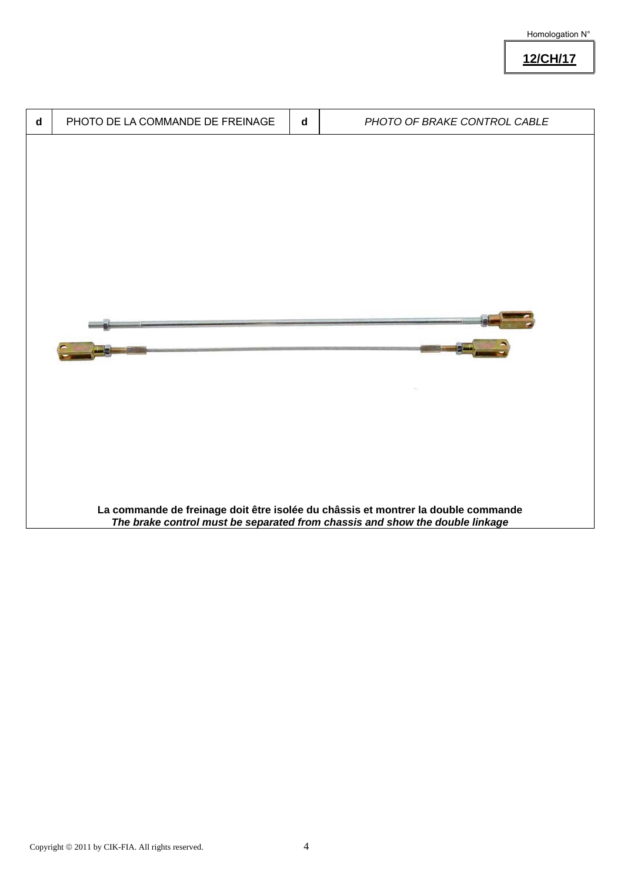Homologation N°

**12/CH/17**

| d | PHOTO DE LA COMMANDE DE FREINAGE | d | *PHOTO OF BRAKE CONTROL CABLE* |
|---|---|---|---|

**La commande de freinage doit être isolée du châssis et montrer la double commande**
***The brake control must be separated from chassis and show the double linkage***

Copyright © 2011 by CIK-FIA. All rights reserved.